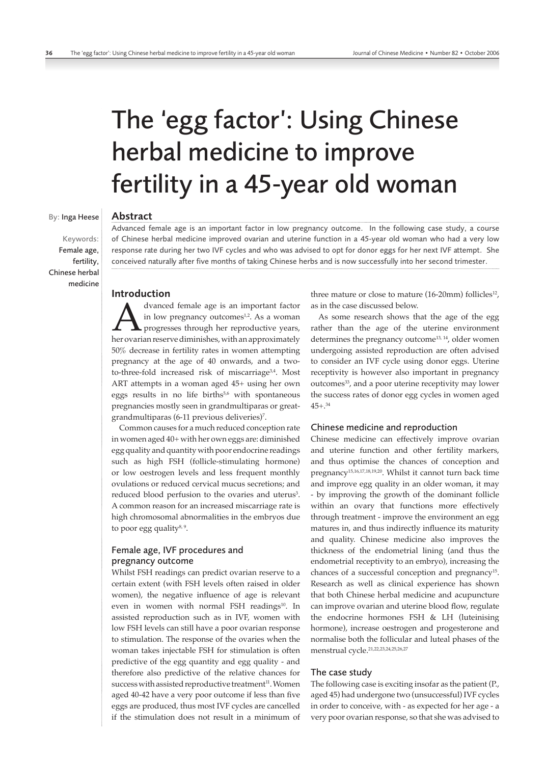# The 'egg factor': Using Chinese herbal medicine to improve fertility in a 45-year old woman

By: Inga Heese

Keywords: Female age, fertility, Chinese herbal medicine

## Abstract

Advanced female age is an important factor in low pregnancy outcome. In the following case study, a course of Chinese herbal medicine improved ovarian and uterine function in a 45-year old woman who had a very low response rate during her two IVF cycles and who was advised to opt for donor eggs for her next IVF attempt. She conceived naturally after five months of taking Chinese herbs and is now successfully into her second trimester.

## Introduction

Advanced female age is an important factor in low pregnancy outcomes[1,2]. As a woman progresses through her reproductive years, her ovarian reserve diminishes, with an approximately 50% decrease in fertility rates in women attempting pregnancy at the age of 40 onwards, and a two-to-three-fold increased risk of miscarriage[3,4]. Most ART attempts in a woman aged 45+ using her own eggs results in no life births[5,6] with spontaneous pregnancies mostly seen in grandmultiparas or great-grandmultiparas (6-11 previous deliveries)[7].

Common causes for a much reduced conception rate in women aged 40+ with her own eggs are: diminished egg quality and quantity with poor endocrine readings such as high FSH (follicle-stimulating hormone) or low oestrogen levels and less frequent monthly ovulations or reduced cervical mucus secretions; and reduced blood perfusion to the ovaries and uterus[3]. A common reason for an increased miscarriage rate is high chromosomal abnormalities in the embryos due to poor egg quality[8,9].

### Female age, IVF procedures and pregnancy outcome

Whilst FSH readings can predict ovarian reserve to a certain extent (with FSH levels often raised in older women), the negative influence of age is relevant even in women with normal FSH readings[10]. In assisted reproduction such as in IVF, women with low FSH levels can still have a poor ovarian response to stimulation. The response of the ovaries when the woman takes injectable FSH for stimulation is often predictive of the egg quantity and egg quality - and therefore also predictive of the relative chances for success with assisted reproductive treatment[11]. Women aged 40-42 have a very poor outcome if less than five eggs are produced, thus most IVF cycles are cancelled if the stimulation does not result in a minimum of three mature or close to mature (16-20mm) follicles[12], as in the case discussed below.

As some research shows that the age of the egg rather than the age of the uterine environment determines the pregnancy outcome[13,14], older women undergoing assisted reproduction are often advised to consider an IVF cycle using donor eggs. Uterine receptivity is however also important in pregnancy outcomes[33], and a poor uterine receptivity may lower the success rates of donor egg cycles in women aged 45+.[34]

### Chinese medicine and reproduction

Chinese medicine can effectively improve ovarian and uterine function and other fertility markers, and thus optimise the chances of conception and pregnancy[15,16,17,18,19,20]. Whilst it cannot turn back time and improve egg quality in an older woman, it may - by improving the growth of the dominant follicle within an ovary that functions more effectively through treatment - improve the environment an egg matures in, and thus indirectly influence its maturity and quality. Chinese medicine also improves the thickness of the endometrial lining (and thus the endometrial receptivity to an embryo), increasing the chances of a successful conception and pregnancy[15]. Research as well as clinical experience has shown that both Chinese herbal medicine and acupuncture can improve ovarian and uterine blood flow, regulate the endocrine hormones FSH & LH (luteinising hormone), increase oestrogen and progesterone and normalise both the follicular and luteal phases of the menstrual cycle.[21,22,23,24,25,26,27]

### The case study

The following case is exciting insofar as the patient (P., aged 45) had undergone two (unsuccessful) IVF cycles in order to conceive, with - as expected for her age - a very poor ovarian response, so that she was advised to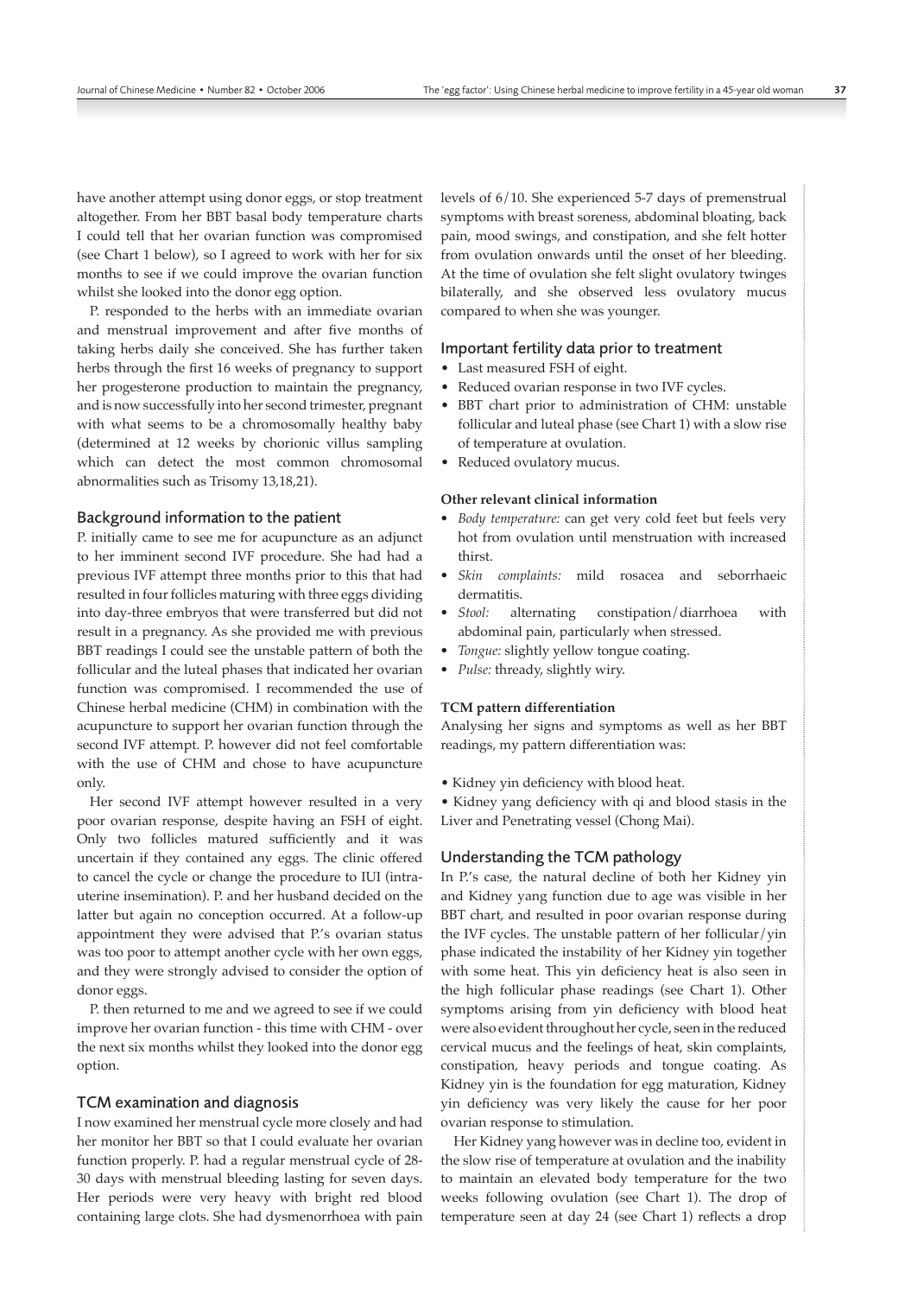have another attempt using donor eggs, or stop treatment altogether. From her BBT basal body temperature charts I could tell that her ovarian function was compromised (see Chart 1 below), so I agreed to work with her for six months to see if we could improve the ovarian function whilst she looked into the donor egg option.

P. responded to the herbs with an immediate ovarian and menstrual improvement and after five months of taking herbs daily she conceived. She has further taken herbs through the first 16 weeks of pregnancy to support her progesterone production to maintain the pregnancy, and is now successfully into her second trimester, pregnant with what seems to be a chromosomally healthy baby (determined at 12 weeks by chorionic villus sampling which can detect the most common chromosomal abnormalities such as Trisomy 13,18,21).

## Background information to the patient

P. initially came to see me for acupuncture as an adjunct to her imminent second IVF procedure. She had had a previous IVF attempt three months prior to this that had resulted in four follicles maturing with three eggs dividing into day-three embryos that were transferred but did not result in a pregnancy. As she provided me with previous BBT readings I could see the unstable pattern of both the follicular and the luteal phases that indicated her ovarian function was compromised. I recommended the use of Chinese herbal medicine (CHM) in combination with the acupuncture to support her ovarian function through the second IVF attempt. P. however did not feel comfortable with the use of CHM and chose to have acupuncture only.

Her second IVF attempt however resulted in a very poor ovarian response, despite having an FSH of eight. Only two follicles matured sufficiently and it was uncertain if they contained any eggs. The clinic offered to cancel the cycle or change the procedure to IUI (intra-uterine insemination). P. and her husband decided on the latter but again no conception occurred. At a follow-up appointment they were advised that P.'s ovarian status was too poor to attempt another cycle with her own eggs, and they were strongly advised to consider the option of donor eggs.

P. then returned to me and we agreed to see if we could improve her ovarian function - this time with CHM - over the next six months whilst they looked into the donor egg option.

## TCM examination and diagnosis

I now examined her menstrual cycle more closely and had her monitor her BBT so that I could evaluate her ovarian function properly. P. had a regular menstrual cycle of 28-30 days with menstrual bleeding lasting for seven days. Her periods were very heavy with bright red blood containing large clots. She had dysmenorrhoea with pain levels of 6/10. She experienced 5-7 days of premenstrual symptoms with breast soreness, abdominal bloating, back pain, mood swings, and constipation, and she felt hotter from ovulation onwards until the onset of her bleeding. At the time of ovulation she felt slight ovulatory twinges bilaterally, and she observed less ovulatory mucus compared to when she was younger.

## Important fertility data prior to treatment

- Last measured FSH of eight.
- Reduced ovarian response in two IVF cycles.
- BBT chart prior to administration of CHM: unstable follicular and luteal phase (see Chart 1) with a slow rise of temperature at ovulation.
- Reduced ovulatory mucus.

### Other relevant clinical information

- *Body temperature:* can get very cold feet but feels very hot from ovulation until menstruation with increased thirst.
- *Skin complaints:* mild rosacea and seborrhaeic dermatitis.
- *Stool:* alternating constipation/diarrhoea with abdominal pain, particularly when stressed.
- *Tongue:* slightly yellow tongue coating.
- *Pulse:* thready, slightly wiry.

### TCM pattern differentiation

Analysing her signs and symptoms as well as her BBT readings, my pattern differentiation was:

- Kidney yin deficiency with blood heat.
- Kidney yang deficiency with qi and blood stasis in the Liver and Penetrating vessel (Chong Mai).

## Understanding the TCM pathology

In P.'s case, the natural decline of both her Kidney yin and Kidney yang function due to age was visible in her BBT chart, and resulted in poor ovarian response during the IVF cycles. The unstable pattern of her follicular/yin phase indicated the instability of her Kidney yin together with some heat. This yin deficiency heat is also seen in the high follicular phase readings (see Chart 1). Other symptoms arising from yin deficiency with blood heat were also evident throughout her cycle, seen in the reduced cervical mucus and the feelings of heat, skin complaints, constipation, heavy periods and tongue coating. As Kidney yin is the foundation for egg maturation, Kidney yin deficiency was very likely the cause for her poor ovarian response to stimulation.

Her Kidney yang however was in decline too, evident in the slow rise of temperature at ovulation and the inability to maintain an elevated body temperature for the two weeks following ovulation (see Chart 1). The drop of temperature seen at day 24 (see Chart 1) reflects a drop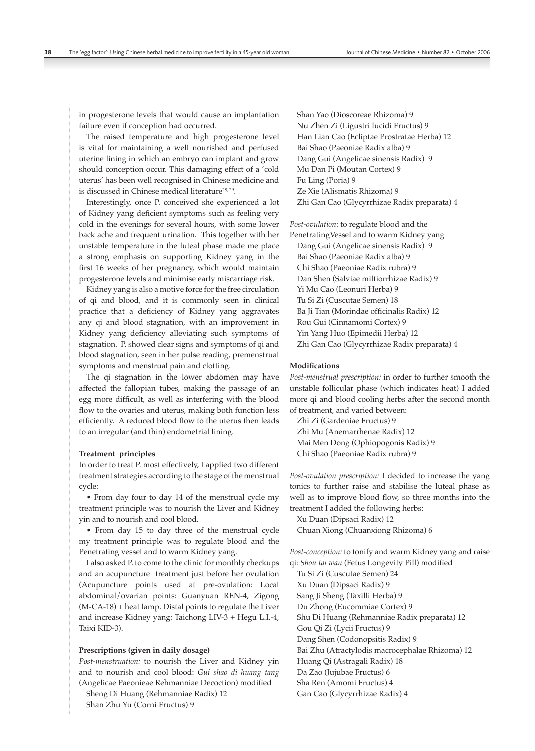in progesterone levels that would cause an implantation failure even if conception had occurred.

The raised temperature and high progesterone level is vital for maintaining a well nourished and perfused uterine lining in which an embryo can implant and grow should conception occur. This damaging effect of a 'cold uterus' has been well recognised in Chinese medicine and is discussed in Chinese medical literature[28, 29].

Interestingly, once P. conceived she experienced a lot of Kidney yang deficient symptoms such as feeling very cold in the evenings for several hours, with some lower back ache and frequent urination. This together with her unstable temperature in the luteal phase made me place a strong emphasis on supporting Kidney yang in the first 16 weeks of her pregnancy, which would maintain progesterone levels and minimise early miscarriage risk.

Kidney yang is also a motive force for the free circulation of qi and blood, and it is commonly seen in clinical practice that a deficiency of Kidney yang aggravates any qi and blood stagnation, with an improvement in Kidney yang deficiency alleviating such symptoms of stagnation. P. showed clear signs and symptoms of qi and blood stagnation, seen in her pulse reading, premenstrual symptoms and menstrual pain and clotting.

The qi stagnation in the lower abdomen may have affected the fallopian tubes, making the passage of an egg more difficult, as well as interfering with the blood flow to the ovaries and uterus, making both function less efficiently. A reduced blood flow to the uterus then leads to an irregular (and thin) endometrial lining.

**Treatment principles**

In order to treat P. most effectively, I applied two different treatment strategies according to the stage of the menstrual cycle:

- From day four to day 14 of the menstrual cycle my treatment principle was to nourish the Liver and Kidney yin and to nourish and cool blood.
- From day 15 to day three of the menstrual cycle my treatment principle was to regulate blood and the Penetrating vessel and to warm Kidney yang.

I also asked P. to come to the clinic for monthly checkups and an acupuncture treatment just before her ovulation (Acupuncture points used at pre-ovulation: Local abdominal/ovarian points: Guanyuan REN-4, Zigong (M-CA-18) + heat lamp. Distal points to regulate the Liver and increase Kidney yang: Taichong LIV-3 + Hegu L.I.-4, Taixi KID-3).

**Prescriptions (given in daily dosage)**

*Post-menstruation:* to nourish the Liver and Kidney yin and to nourish and cool blood: *Gui shao di huang tang* (Angelicae Paeonieae Rehmanniae Decoction) modified

Sheng Di Huang (Rehmanniae Radix) 12
Shan Zhu Yu (Corni Fructus) 9
Shan Yao (Dioscoreae Rhizoma) 9
Nu Zhen Zi (Ligustri lucidi Fructus) 9
Han Lian Cao (Ecliptae Prostratae Herba) 12
Bai Shao (Paeoniae Radix alba) 9
Dang Gui (Angelicae sinensis Radix) 9
Mu Dan Pi (Moutan Cortex) 9
Fu Ling (Poria) 9
Ze Xie (Alismatis Rhizoma) 9
Zhi Gan Cao (Glycyrrhizae Radix preparata) 4

*Post-ovulation*: to regulate blood and the PenetratingVessel and to warm Kidney yang

Dang Gui (Angelicae sinensis Radix) 9
Bai Shao (Paeoniae Radix alba) 9
Chi Shao (Paeoniae Radix rubra) 9
Dan Shen (Salviae miltiorrhizae Radix) 9
Yi Mu Cao (Leonuri Herba) 9
Tu Si Zi (Cuscutae Semen) 18
Ba Ji Tian (Morindae officinalis Radix) 12
Rou Gui (Cinnamomi Cortex) 9
Yin Yang Huo (Epimedii Herba) 12
Zhi Gan Cao (Glycyrrhizae Radix preparata) 4

**Modifications**

*Post-menstrual prescription:* in order to further smooth the unstable follicular phase (which indicates heat) I added more qi and blood cooling herbs after the second month of treatment, and varied between:

Zhi Zi (Gardeniae Fructus) 9
Zhi Mu (Anemarrhenae Radix) 12
Mai Men Dong (Ophiopogonis Radix) 9
Chi Shao (Paeoniae Radix rubra) 9

*Post-ovulation prescription:* I decided to increase the yang tonics to further raise and stabilise the luteal phase as well as to improve blood flow, so three months into the treatment I added the following herbs:

Xu Duan (Dipsaci Radix) 12
Chuan Xiong (Chuanxiong Rhizoma) 6

*Post-conception:* to tonify and warm Kidney yang and raise qi: *Shou tai wan* (Fetus Longevity Pill) modified

Tu Si Zi (Cuscutae Semen) 24
Xu Duan (Dipsaci Radix) 9
Sang Ji Sheng (Taxilli Herba) 9
Du Zhong (Eucommiae Cortex) 9
Shu Di Huang (Rehmanniae Radix preparata) 12
Gou Qi Zi (Lycii Fructus) 9
Dang Shen (Codonopsitis Radix) 9
Bai Zhu (Atractylodis macrocephalae Rhizoma) 12
Huang Qi (Astragali Radix) 18
Da Zao (Jujubae Fructus) 6
Sha Ren (Amomi Fructus) 4
Gan Cao (Glycyrrhizae Radix) 4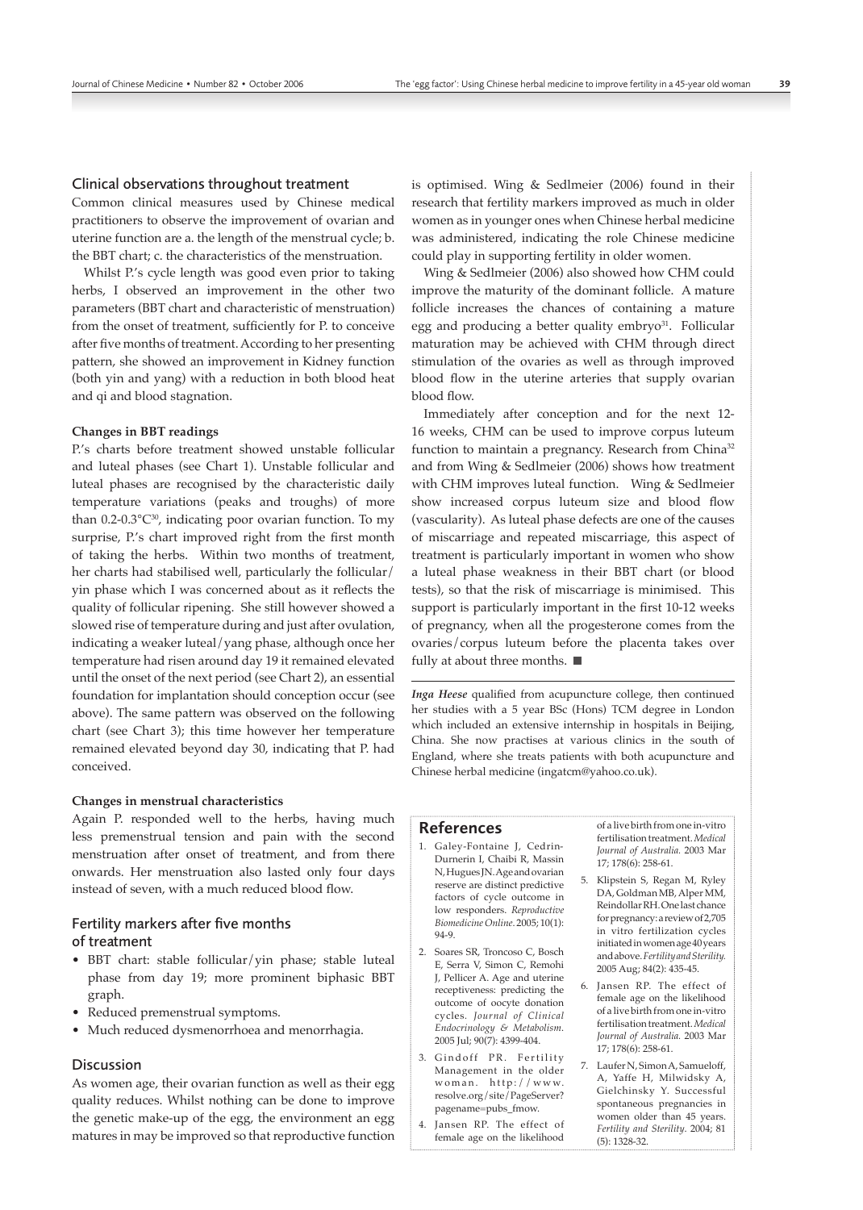## Clinical observations throughout treatment

Common clinical measures used by Chinese medical practitioners to observe the improvement of ovarian and uterine function are a. the length of the menstrual cycle; b. the BBT chart; c. the characteristics of the menstruation.

Whilst P.'s cycle length was good even prior to taking herbs, I observed an improvement in the other two parameters (BBT chart and characteristic of menstruation) from the onset of treatment, sufficiently for P. to conceive after five months of treatment. According to her presenting pattern, she showed an improvement in Kidney function (both yin and yang) with a reduction in both blood heat and qi and blood stagnation.

### Changes in BBT readings

P.'s charts before treatment showed unstable follicular and luteal phases (see Chart 1). Unstable follicular and luteal phases are recognised by the characteristic daily temperature variations (peaks and troughs) of more than 0.2-0.3°C[30], indicating poor ovarian function. To my surprise, P.'s chart improved right from the first month of taking the herbs. Within two months of treatment, her charts had stabilised well, particularly the follicular/yin phase which I was concerned about as it reflects the quality of follicular ripening. She still however showed a slowed rise of temperature during and just after ovulation, indicating a weaker luteal/yang phase, although once her temperature had risen around day 19 it remained elevated until the onset of the next period (see Chart 2), an essential foundation for implantation should conception occur (see above). The same pattern was observed on the following chart (see Chart 3); this time however her temperature remained elevated beyond day 30, indicating that P. had conceived.

### Changes in menstrual characteristics

Again P. responded well to the herbs, having much less premenstrual tension and pain with the second menstruation after onset of treatment, and from there onwards. Her menstruation also lasted only four days instead of seven, with a much reduced blood flow.

## Fertility markers after five months of treatment

- BBT chart: stable follicular/yin phase; stable luteal phase from day 19; more prominent biphasic BBT graph.
- Reduced premenstrual symptoms.
- Much reduced dysmenorrhoea and menorrhagia.

## Discussion

As women age, their ovarian function as well as their egg quality reduces. Whilst nothing can be done to improve the genetic make-up of the egg, the environment an egg matures in may be improved so that reproductive function is optimised. Wing & Sedlmeier (2006) found in their research that fertility markers improved as much in older women as in younger ones when Chinese herbal medicine was administered, indicating the role Chinese medicine could play in supporting fertility in older women.

Wing & Sedlmeier (2006) also showed how CHM could improve the maturity of the dominant follicle. A mature follicle increases the chances of containing a mature egg and producing a better quality embryo[31]. Follicular maturation may be achieved with CHM through direct stimulation of the ovaries as well as through improved blood flow in the uterine arteries that supply ovarian blood flow.

Immediately after conception and for the next 12-16 weeks, CHM can be used to improve corpus luteum function to maintain a pregnancy. Research from China[32] and from Wing & Sedlmeier (2006) shows how treatment with CHM improves luteal function. Wing & Sedlmeier show increased corpus luteum size and blood flow (vascularity). As luteal phase defects are one of the causes of miscarriage and repeated miscarriage, this aspect of treatment is particularly important in women who show a luteal phase weakness in their BBT chart (or blood tests), so that the risk of miscarriage is minimised. This support is particularly important in the first 10-12 weeks of pregnancy, when all the progesterone comes from the ovaries/corpus luteum before the placenta takes over fully at about three months. ■

---

***Inga Heese*** qualified from acupuncture college, then continued her studies with a 5 year BSc (Hons) TCM degree in London which included an extensive internship in hospitals in Beijing, China. She now practises at various clinics in the south of England, where she treats patients with both acupuncture and Chinese herbal medicine (ingatcm@yahoo.co.uk).

## References

1. Galey-Fontaine J, Cedrin-Durnerin I, Chaibi R, Massin N, Hugues JN. Age and ovarian reserve are distinct predictive factors of cycle outcome in low responders. *Reproductive Biomedicine Online*. 2005; 10(1): 94-9.
2. Soares SR, Troncoso C, Bosch E, Serra V, Simon C, Remohi J, Pellicer A. Age and uterine receptiveness: predicting the outcome of oocyte donation cycles. *Journal of Clinical Endocrinology & Metabolism*. 2005 Jul; 90(7): 4399-404.
3. Gindoff PR. Fertility Management in the older woman. http://www.resolve.org/site/PageServer?pagename=pubs_fmow.
4. Jansen RP. The effect of female age on the likelihood of a live birth from one in-vitro fertilisation treatment. *Medical Journal of Australia*. 2003 Mar 17; 178(6): 258-61.
5. Klipstein S, Regan M, Ryley DA, Goldman MB, Alper MM, Reindollar RH. One last chance for pregnancy: a review of 2,705 in vitro fertilization cycles initiated in women age 40 years and above. *Fertility and Sterility*. 2005 Aug; 84(2): 435-45.
6. Jansen RP. The effect of female age on the likelihood of a live birth from one in-vitro fertilisation treatment. *Medical Journal of Australia*. 2003 Mar 17; 178(6): 258-61.
7. Laufer N, Simon A, Samueloff, A, Yaffe H, Milwidsky A, Gielchinsky Y. Successful spontaneous pregnancies in women older than 45 years. *Fertility and Sterility*. 2004; 81 (5): 1328-32.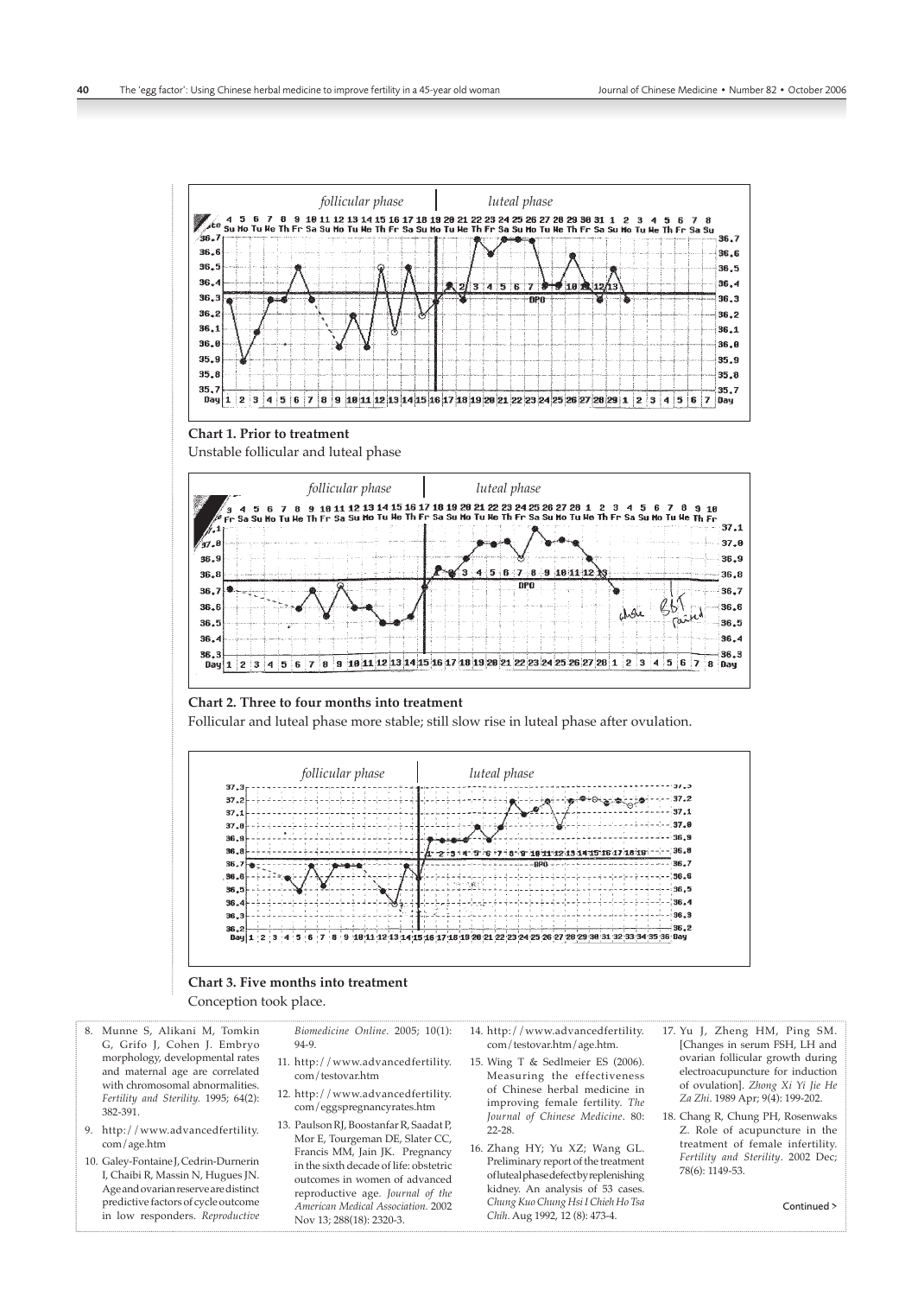**Chart 1. Prior to treatment**

Unstable follicular and luteal phase

**Chart 2. Three to four months into treatment**

Follicular and luteal phase more stable; still slow rise in luteal phase after ovulation.

**Chart 3. Five months into treatment**

Conception took place.

8. Munne S, Alikani M, Tomkin G, Grifo J, Cohen J. Embryo morphology, developmental rates and maternal age are correlated with chromosomal abnormalities. *Fertility and Sterility*. 1995; 64(2): 382-391.
9. http://www.advancedfertility.com/age.htm
10. Galey-Fontaine J, Cedrin-Durnerin I, Chaibi R, Massin N, Hugues JN. Age and ovarian reserve are distinct predictive factors of cycle outcome in low responders. *Reproductive Biomedicine Online*. 2005; 10(1): 94-9.
11. http://www.advancedfertility.com/testovar.htm
12. http://www.advancedfertility.com/eggspregnancyrates.htm
13. Paulson RJ, Boostanfar R, Saadat P, Mor E, Tourgeman DE, Slater CC, Francis MM, Jain JK. Pregnancy in the sixth decade of life: obstetric outcomes in women of advanced reproductive age. *Journal of the American Medical Association*. 2002 Nov 13; 288(18): 2320-3.
14. http://www.advancedfertility.com/testovar.htm/age.htm.
15. Wing T & Sedlmeier ES (2006). Measuring the effectiveness of Chinese herbal medicine in improving female fertility. *The Journal of Chinese Medicine*. 80: 22-28.
16. Zhang HY; Yu XZ; Wang GL. Preliminary report of the treatment of luteal phase defect by replenishing kidney. An analysis of 53 cases. *Chung Kuo Chung Hsi I Chieh Ho Tsa Chih*. Aug 1992, 12 (8): 473-4.
17. Yu J, Zheng HM, Ping SM. [Changes in serum FSH, LH and ovarian follicular growth during electroacupuncture for induction of ovulation]. *Zhong Xi Yi Jie He Za Zhi*. 1989 Apr; 9(4): 199-202.
18. Chang R, Chung PH, Rosenwaks Z. Role of acupuncture in the treatment of female infertility. *Fertility and Sterility*. 2002 Dec; 78(6): 1149-53.

Continued >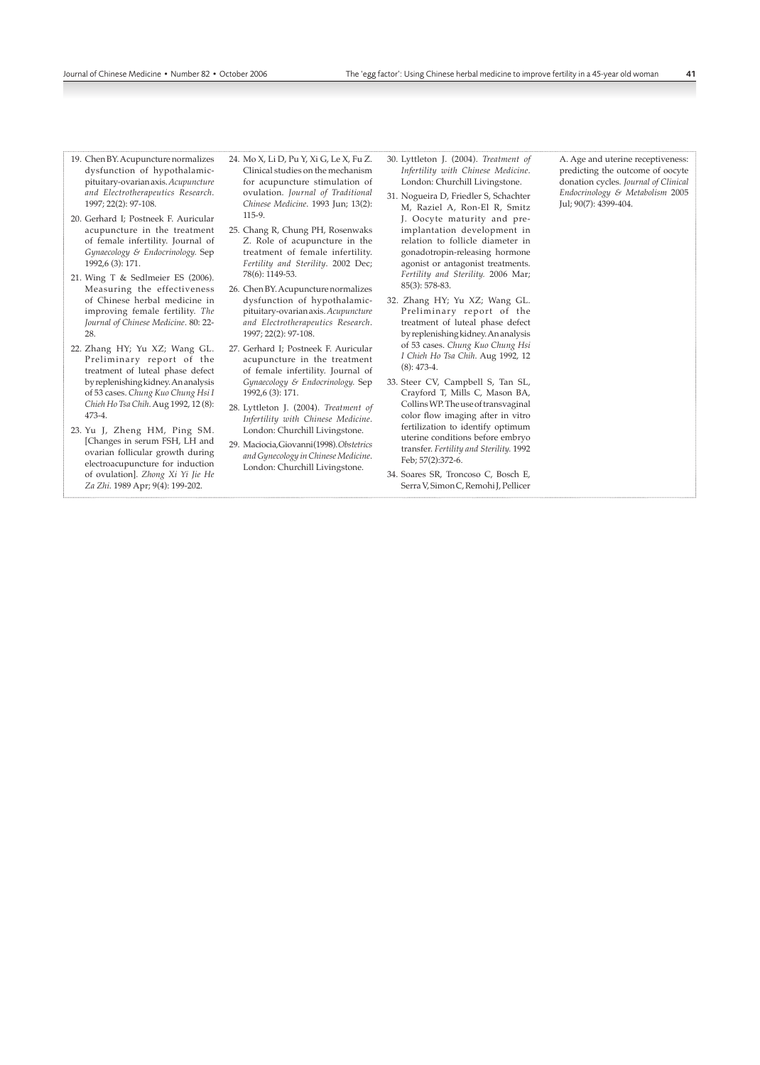19. Chen BY. Acupuncture normalizes dysfunction of hypothalamic-pituitary-ovarian axis. *Acupuncture and Electrotherapeutics Research*. 1997; 22(2): 97-108.
20. Gerhard I; Postneek F. Auricular acupuncture in the treatment of female infertility. Journal of *Gynaecology & Endocrinology*. Sep 1992,6 (3): 171.
21. Wing T & Sedlmeier ES (2006). Measuring the effectiveness of Chinese herbal medicine in improving female fertility. *The Journal of Chinese Medicine*. 80: 22-28.
22. Zhang HY; Yu XZ; Wang GL. Preliminary report of the treatment of luteal phase defect by replenishing kidney. An analysis of 53 cases. *Chung Kuo Chung Hsi I Chieh Ho Tsa Chih*. Aug 1992, 12 (8): 473-4.
23. Yu J, Zheng HM, Ping SM. [Changes in serum FSH, LH and ovarian follicular growth during electroacupuncture for induction of ovulation]. *Zhong Xi Yi Jie He Za Zhi*. 1989 Apr; 9(4): 199-202.
24. Mo X, Li D, Pu Y, Xi G, Le X, Fu Z. Clinical studies on the mechanism for acupuncture stimulation of ovulation. *Journal of Traditional Chinese Medicine*. 1993 Jun; 13(2): 115-9.
25. Chang R, Chung PH, Rosenwaks Z. Role of acupuncture in the treatment of female infertility. *Fertility and Sterility*. 2002 Dec; 78(6): 1149-53.
26. Chen BY. Acupuncture normalizes dysfunction of hypothalamic-pituitary-ovarian axis. *Acupuncture and Electrotherapeutics Research*. 1997; 22(2): 97-108.
27. Gerhard I; Postneek F. Auricular acupuncture in the treatment of female infertility. Journal of *Gynaecology & Endocrinology*. Sep 1992,6 (3): 171.
28. Lyttleton J. (2004). *Treatment of Infertility with Chinese Medicine*. London: Churchill Livingstone.
29. Maciocia, Giovanni (1998). *Obstetrics and Gynecology in Chinese Medicine*. London: Churchill Livingstone.
30. Lyttleton J. (2004). *Treatment of Infertility with Chinese Medicine*. London: Churchill Livingstone.
31. Nogueira D, Friedler S, Schachter M, Raziel A, Ron-El R, Smitz J. Oocyte maturity and preimplantation development in relation to follicle diameter in gonadotropin-releasing hormone agonist or antagonist treatments. *Fertility and Sterility*. 2006 Mar; 85(3): 578-83.
32. Zhang HY; Yu XZ; Wang GL. Preliminary report of the treatment of luteal phase defect by replenishing kidney. An analysis of 53 cases. *Chung Kuo Chung Hsi I Chieh Ho Tsa Chih*. Aug 1992, 12 (8): 473-4.
33. Steer CV, Campbell S, Tan SL, Crayford T, Mills C, Mason BA, Collins WP. The use of transvaginal color flow imaging after in vitro fertilization to identify optimum uterine conditions before embryo transfer. *Fertility and Sterility*. 1992 Feb; 57(2):372-6.
34. Soares SR, Troncoso C, Bosch E, Serra V, Simon C, Remohi J, Pellicer A. Age and uterine receptiveness: predicting the outcome of oocyte donation cycles. *Journal of Clinical Endocrinology & Metabolism* 2005 Jul; 90(7): 4399-404.